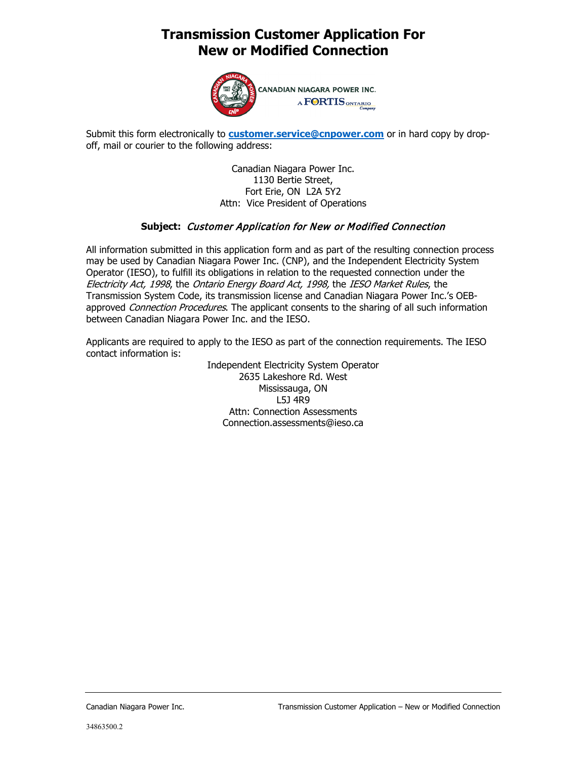# Transmission Customer Application For New or Modified Connection

CANADIAN NIAGARA POWER INC.
A FORTIS ONTARIO Company

Submit this form electronically to **customer.service@cnpower.com** or in hard copy by drop-off, mail or courier to the following address:

Canadian Niagara Power Inc.
1130 Bertie Street,
Fort Erie, ON L2A 5Y2
Attn: Vice President of Operations

**Subject:** *Customer Application for New or Modified Connection*

All information submitted in this application form and as part of the resulting connection process may be used by Canadian Niagara Power Inc. (CNP), and the Independent Electricity System Operator (IESO), to fulfill its obligations in relation to the requested connection under the *Electricity Act, 1998*, the *Ontario Energy Board Act, 1998,* the *IESO Market Rules*, the Transmission System Code, its transmission license and Canadian Niagara Power Inc.'s OEB-approved *Connection Procedures*. The applicant consents to the sharing of all such information between Canadian Niagara Power Inc. and the IESO.

Applicants are required to apply to the IESO as part of the connection requirements. The IESO contact information is:

Independent Electricity System Operator
2635 Lakeshore Rd. West
Mississauga, ON
L5J 4R9
Attn: Connection Assessments
Connection.assessments@ieso.ca

34863500.2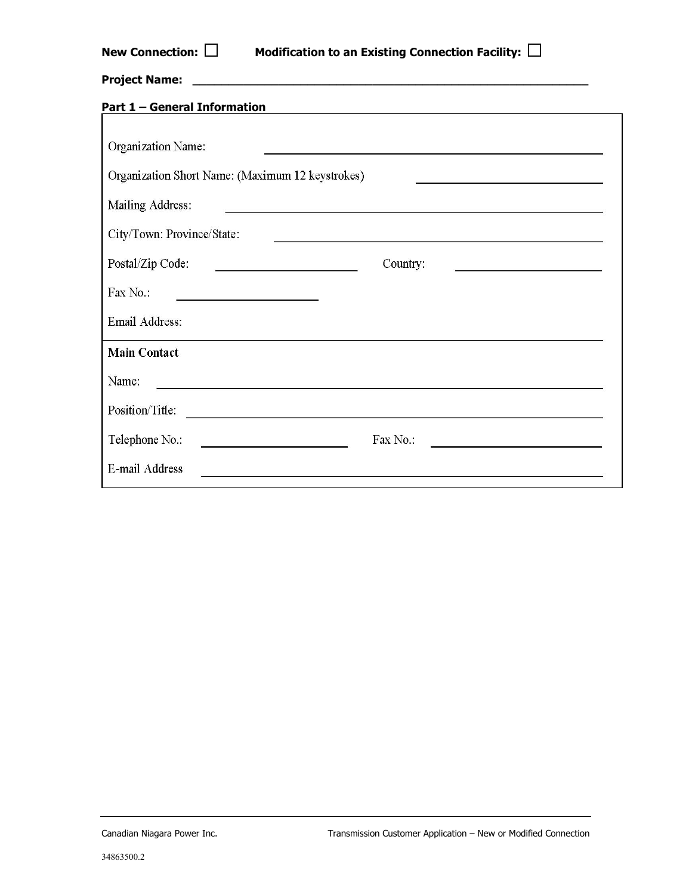**New Connection:** ☐ **Modification to an Existing Connection Facility:** ☐

**Project Name:** ____________________________________________________________

**Part 1 – General Information**

Organization Name: ____________________________________________

Organization Short Name: (Maximum 12 keystrokes) ______________________

Mailing Address: ____________________________________________

City/Town: Province/State: ____________________________________________

Postal/Zip Code: ______________________ Country: ______________________

Fax No.: ______________________

Email Address:

**Main Contact**

Name: ____________________________________________

Position/Title: ____________________________________________

Telephone No.: ______________________ Fax No.: ______________________

E-mail Address ____________________________________________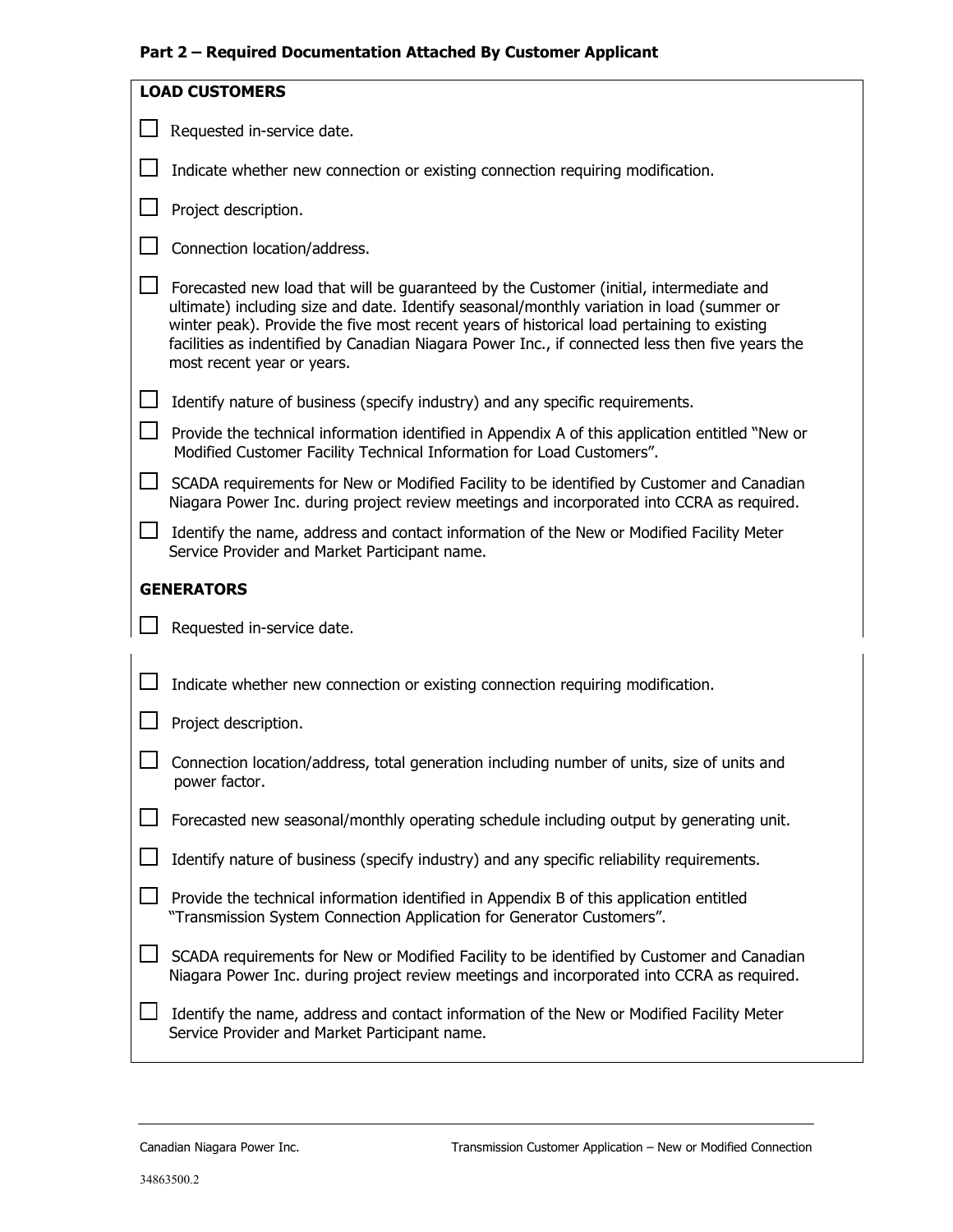## Part 2 – Required Documentation Attached By Customer Applicant

### LOAD CUSTOMERS

- ☐ Requested in-service date.
- ☐ Indicate whether new connection or existing connection requiring modification.
- ☐ Project description.
- ☐ Connection location/address.
- ☐ Forecasted new load that will be guaranteed by the Customer (initial, intermediate and ultimate) including size and date. Identify seasonal/monthly variation in load (summer or winter peak). Provide the five most recent years of historical load pertaining to existing facilities as indentified by Canadian Niagara Power Inc., if connected less then five years the most recent year or years.
- ☐ Identify nature of business (specify industry) and any specific requirements.
- ☐ Provide the technical information identified in Appendix A of this application entitled "New or Modified Customer Facility Technical Information for Load Customers".
- ☐ SCADA requirements for New or Modified Facility to be identified by Customer and Canadian Niagara Power Inc. during project review meetings and incorporated into CCRA as required.
- ☐ Identify the name, address and contact information of the New or Modified Facility Meter Service Provider and Market Participant name.

### GENERATORS

- ☐ Requested in-service date.
- ☐ Indicate whether new connection or existing connection requiring modification.
- ☐ Project description.
- ☐ Connection location/address, total generation including number of units, size of units and power factor.
- ☐ Forecasted new seasonal/monthly operating schedule including output by generating unit.
- ☐ Identify nature of business (specify industry) and any specific reliability requirements.
- ☐ Provide the technical information identified in Appendix B of this application entitled "Transmission System Connection Application for Generator Customers".
- ☐ SCADA requirements for New or Modified Facility to be identified by Customer and Canadian Niagara Power Inc. during project review meetings and incorporated into CCRA as required.
- ☐ Identify the name, address and contact information of the New or Modified Facility Meter Service Provider and Market Participant name.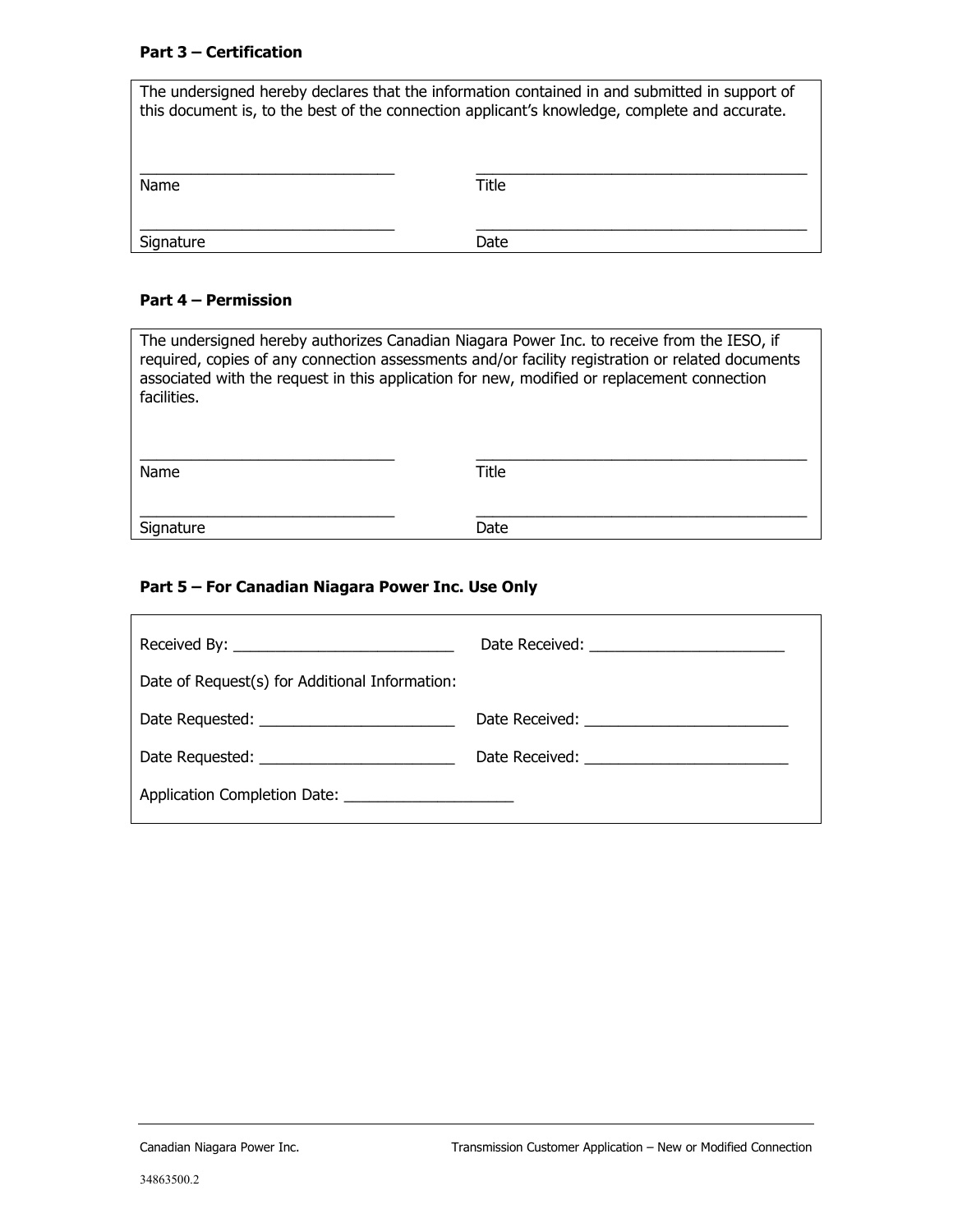**Part 3 – Certification**

The undersigned hereby declares that the information contained in and submitted in support of this document is, to the best of the connection applicant's knowledge, complete and accurate.

| ______________________________ | ________________________________________ |
|---|---|
| Name | Title |
| ______________________________ | ________________________________________ |
| Signature | Date |

**Part 4 – Permission**

The undersigned hereby authorizes Canadian Niagara Power Inc. to receive from the IESO, if required, copies of any connection assessments and/or facility registration or related documents associated with the request in this application for new, modified or replacement connection facilities.

| ______________________________ | ________________________________________ |
|---|---|
| Name | Title |
| ______________________________ | ________________________________________ |
| Signature | Date |

**Part 5 – For Canadian Niagara Power Inc. Use Only**

Received By: ___________________________ Date Received: ________________________

Date of Request(s) for Additional Information:

Date Requested: ________________________ Date Received: _________________________

Date Requested: ________________________ Date Received: _________________________

Application Completion Date: ____________________

34863500.2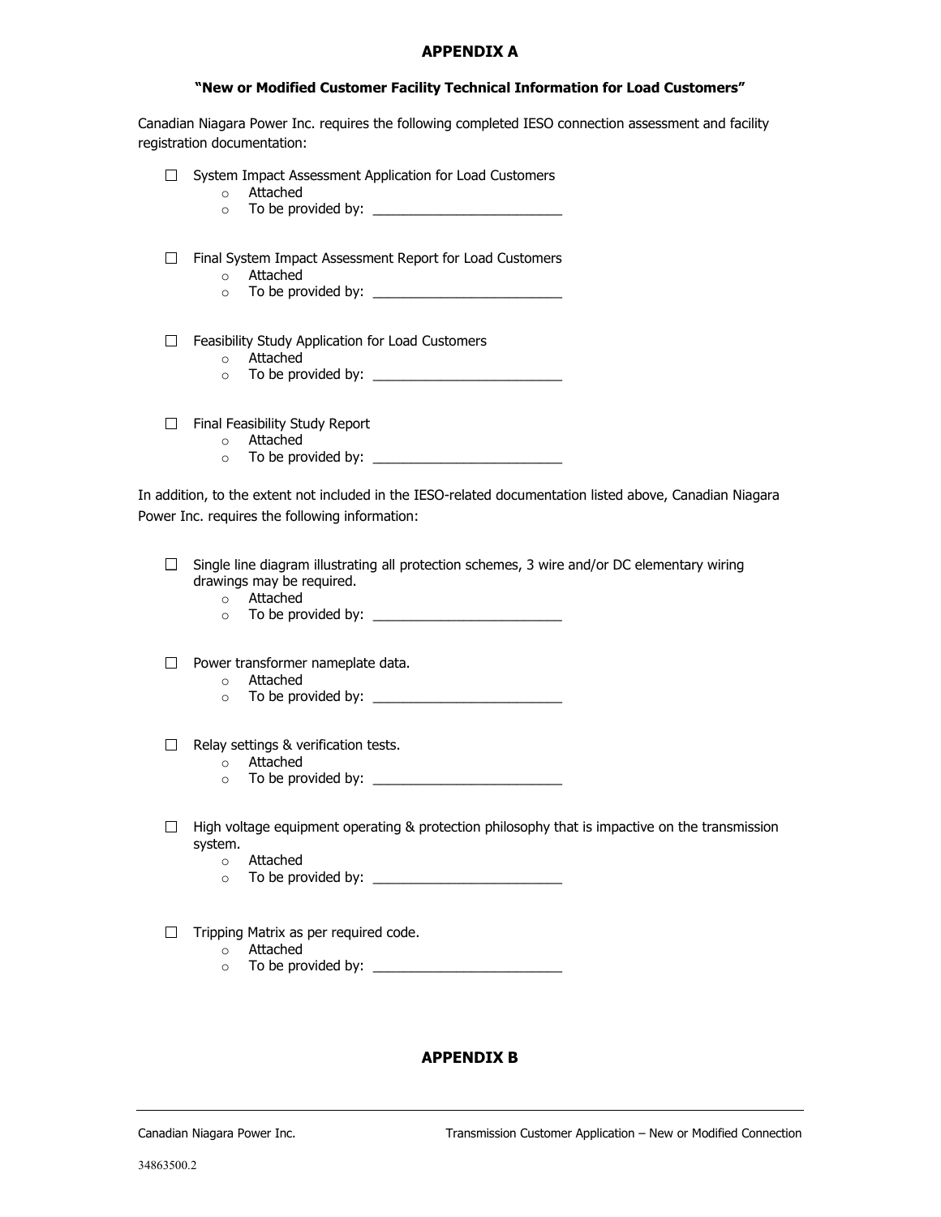# APPENDIX A

## "New or Modified Customer Facility Technical Information for Load Customers"

Canadian Niagara Power Inc. requires the following completed IESO connection assessment and facility registration documentation:

- ☐ System Impact Assessment Application for Load Customers
  - Attached
  - To be provided by: _________________________

- ☐ Final System Impact Assessment Report for Load Customers
  - Attached
  - To be provided by: _________________________

- ☐ Feasibility Study Application for Load Customers
  - Attached
  - To be provided by: _________________________

- ☐ Final Feasibility Study Report
  - Attached
  - To be provided by: _________________________

In addition, to the extent not included in the IESO-related documentation listed above, Canadian Niagara Power Inc. requires the following information:

- ☐ Single line diagram illustrating all protection schemes, 3 wire and/or DC elementary wiring drawings may be required.
  - Attached
  - To be provided by: _________________________

- ☐ Power transformer nameplate data.
  - Attached
  - To be provided by: _________________________

- ☐ Relay settings & verification tests.
  - Attached
  - To be provided by: _________________________

- ☐ High voltage equipment operating & protection philosophy that is impactive on the transmission system.
  - Attached
  - To be provided by: _________________________

- ☐ Tripping Matrix as per required code.
  - Attached
  - To be provided by: _________________________

# APPENDIX B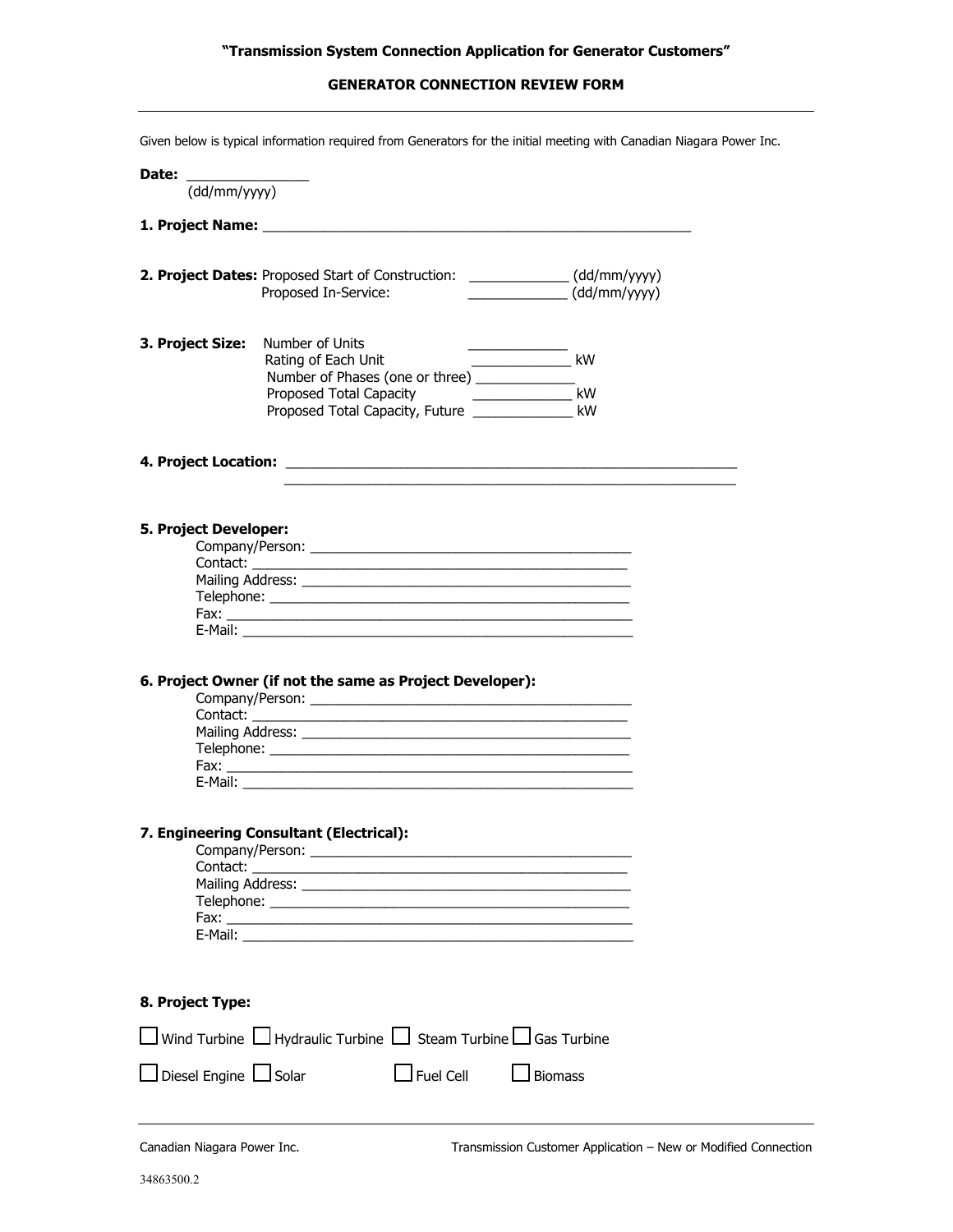**"Transmission System Connection Application for Generator Customers"**

**GENERATOR CONNECTION REVIEW FORM**

Given below is typical information required from Generators for the initial meeting with Canadian Niagara Power Inc.

**Date:** _______________
(dd/mm/yyyy)

**1. Project Name:** _______________________________________________________

**2. Project Dates:** Proposed Start of Construction: _____________ (dd/mm/yyyy)
Proposed In-Service: _____________ (dd/mm/yyyy)

**3. Project Size:** Number of Units _____________
Rating of Each Unit _____________ kW
Number of Phases (one or three) _____________
Proposed Total Capacity _____________ kW
Proposed Total Capacity, Future _____________ kW

**4. Project Location:** __________________________________________________________
__________________________________________________________

**5. Project Developer:**
Company/Person: ____________________________________________
Contact: _________________________________________________
Mailing Address: ____________________________________________
Telephone: ________________________________________________
Fax: _____________________________________________________
E-Mail: ___________________________________________________

**6. Project Owner (if not the same as Project Developer):**
Company/Person: ____________________________________________
Contact: _________________________________________________
Mailing Address: ____________________________________________
Telephone: ________________________________________________
Fax: _____________________________________________________
E-Mail: ___________________________________________________

**7. Engineering Consultant (Electrical):**
Company/Person: ____________________________________________
Contact: _________________________________________________
Mailing Address: ____________________________________________
Telephone: ________________________________________________
Fax: _____________________________________________________
E-Mail: ___________________________________________________

**8. Project Type:**

☐ Wind Turbine ☐ Hydraulic Turbine ☐ Steam Turbine ☐ Gas Turbine

☐ Diesel Engine ☐ Solar ☐ Fuel Cell ☐ Biomass

34863500.2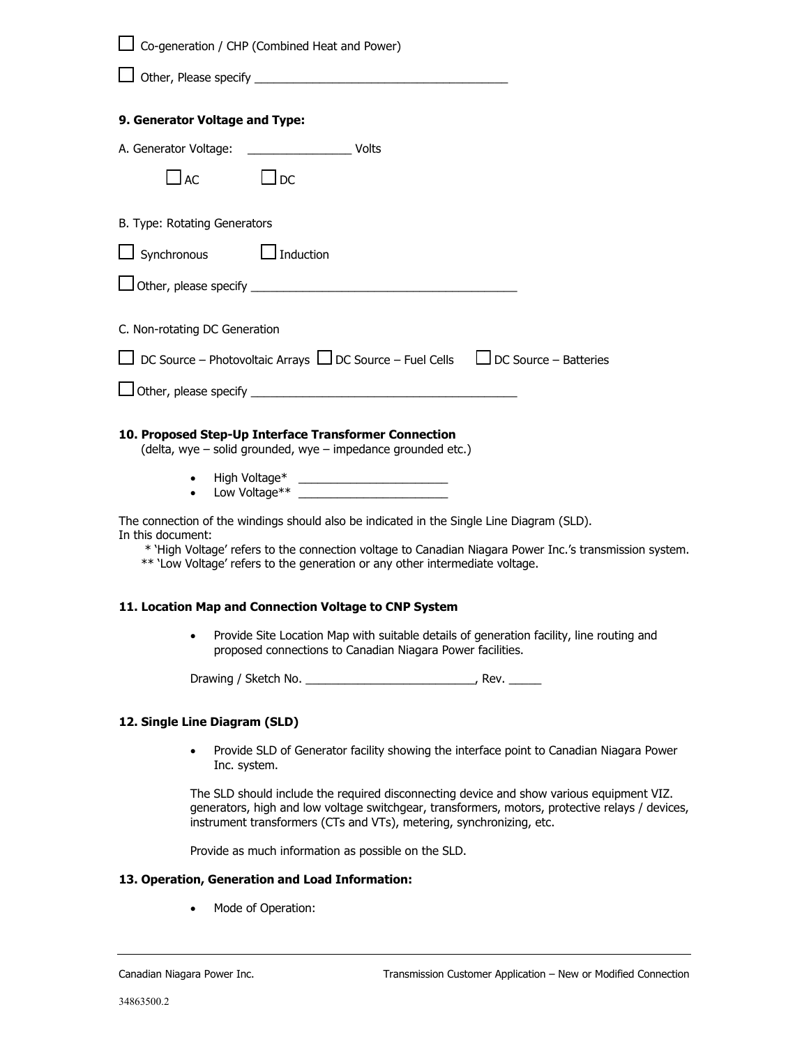☐ Co-generation / CHP (Combined Heat and Power)

☐ Other, Please specify ________________________________________

**9. Generator Voltage and Type:**

A. Generator Voltage: ________________ Volts

☐ AC ☐ DC

B. Type: Rotating Generators

☐ Synchronous ☐ Induction

☐ Other, please specify ________________________________________

C. Non-rotating DC Generation

☐ DC Source – Photovoltaic Arrays ☐ DC Source – Fuel Cells ☐ DC Source – Batteries

☐ Other, please specify ________________________________________

**10. Proposed Step-Up Interface Transformer Connection**
(delta, wye – solid grounded, wye – impedance grounded etc.)

- High Voltage* ________________________
- Low Voltage** ________________________

The connection of the windings should also be indicated in the Single Line Diagram (SLD).
In this document:
\* 'High Voltage' refers to the connection voltage to Canadian Niagara Power Inc.'s transmission system.
\*\* 'Low Voltage' refers to the generation or any other intermediate voltage.

**11. Location Map and Connection Voltage to CNP System**

- Provide Site Location Map with suitable details of generation facility, line routing and proposed connections to Canadian Niagara Power facilities.

Drawing / Sketch No. __________________________, Rev. _____

**12. Single Line Diagram (SLD)**

- Provide SLD of Generator facility showing the interface point to Canadian Niagara Power Inc. system.

The SLD should include the required disconnecting device and show various equipment VIZ. generators, high and low voltage switchgear, transformers, motors, protective relays / devices, instrument transformers (CTs and VTs), metering, synchronizing, etc.

Provide as much information as possible on the SLD.

**13. Operation, Generation and Load Information:**

- Mode of Operation:

34863500.2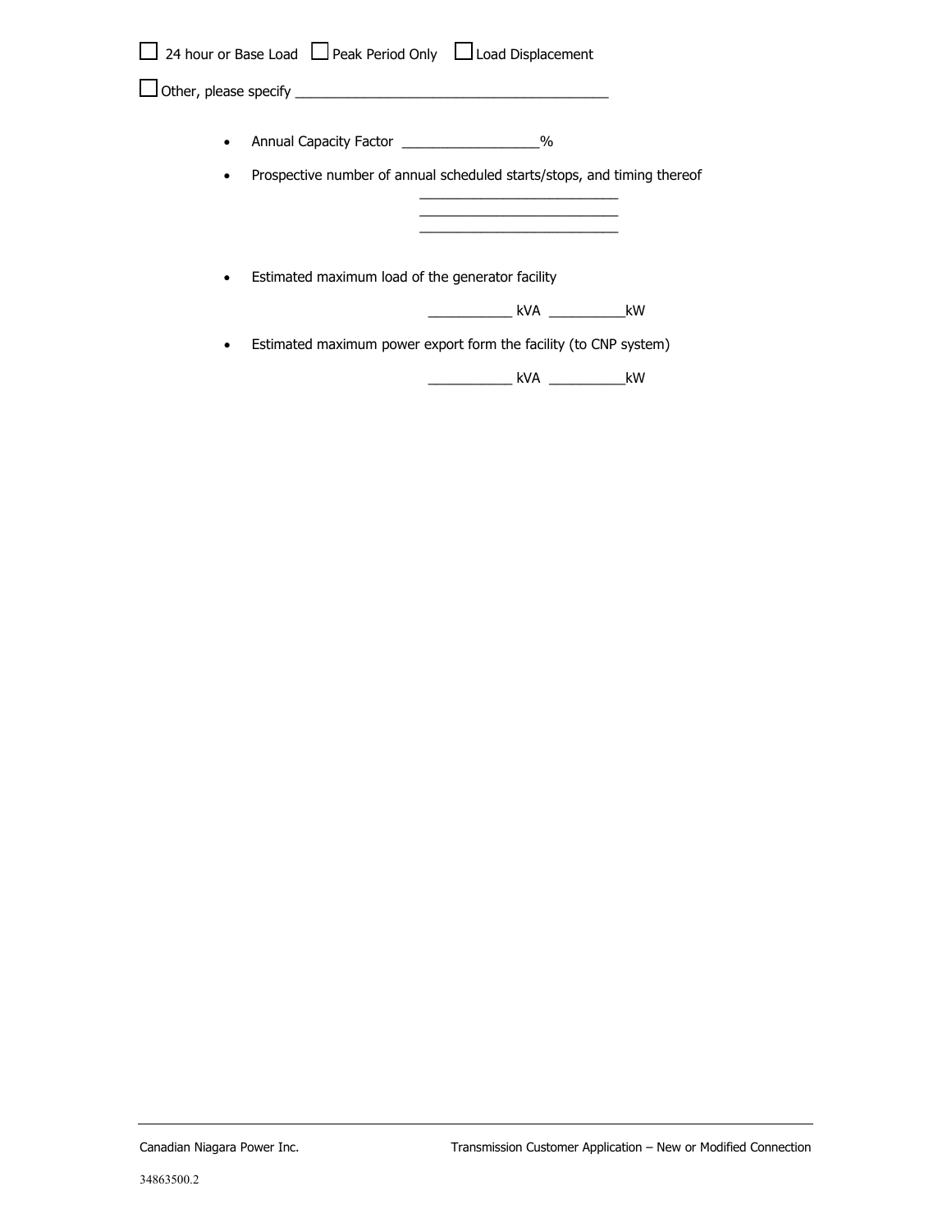☐ 24 hour or Base Load ☐ Peak Period Only ☐ Load Displacement

☐ Other, please specify ________________________________________

- Annual Capacity Factor _________________%
- Prospective number of annual scheduled starts/stops, and timing thereof

  _________________________
  _________________________
  _________________________

- Estimated maximum load of the generator facility

  __________ kVA __________kW

- Estimated maximum power export form the facility (to CNP system)

  __________ kVA __________kW